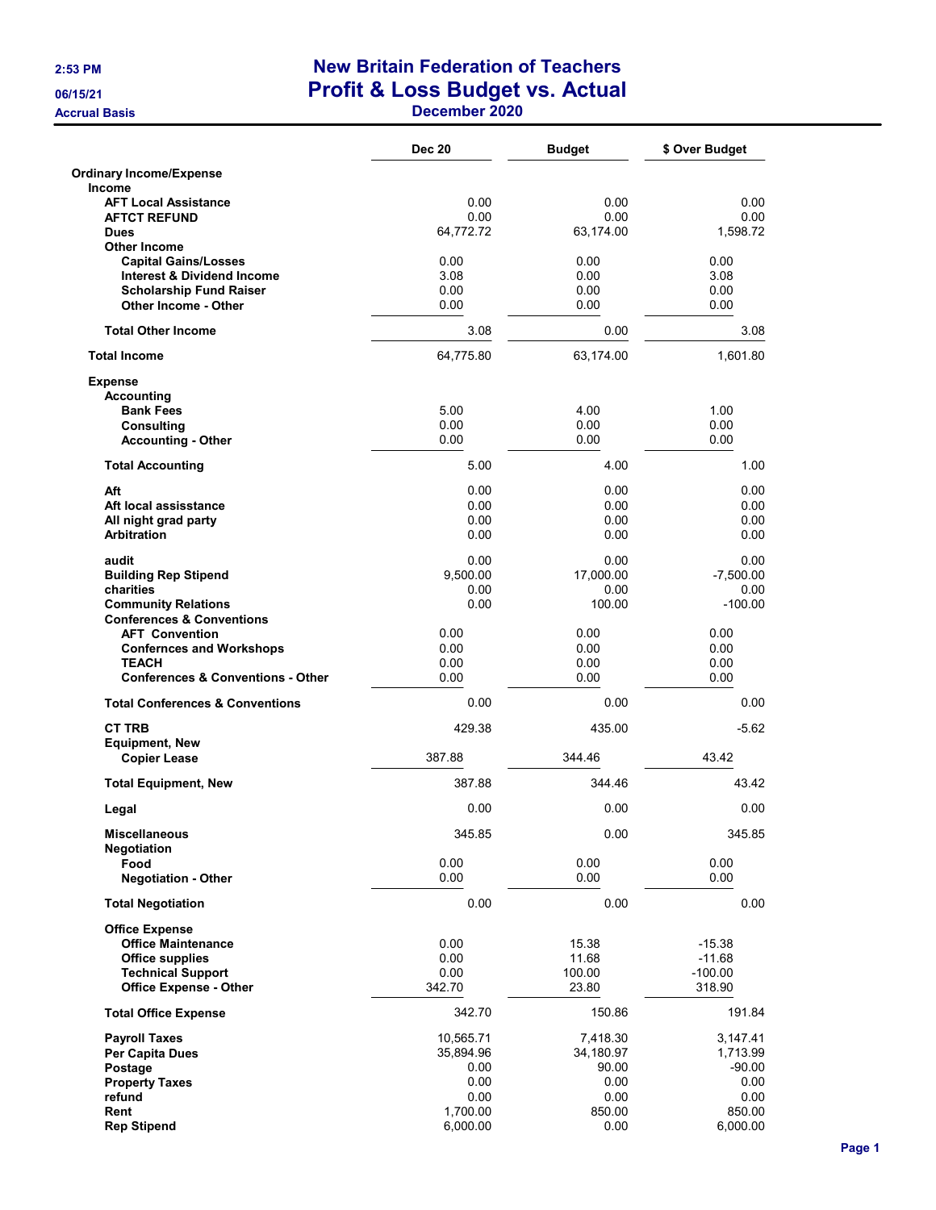# New Britain Federation of Teachers

## Profit & Loss Budget vs. Actual

### December 2020

2:53 PM

06/15/21

Accrual Basis

| | Dec 20 | Budget | $ Over Budget |
|---|---|---|---|
| **Ordinary Income/Expense** | | | |
| **Income** | | | |
| **AFT Local Assistance** | 0.00 | 0.00 | 0.00 |
| **AFTCT REFUND** | 0.00 | 0.00 | 0.00 |
| **Dues** | 64,772.72 | 63,174.00 | 1,598.72 |
| **Other Income** | | | |
| **Capital Gains/Losses** | 0.00 | 0.00 | 0.00 |
| **Interest & Dividend Income** | 3.08 | 0.00 | 3.08 |
| **Scholarship Fund Raiser** | 0.00 | 0.00 | 0.00 |
| **Other Income - Other** | 0.00 | 0.00 | 0.00 |
| **Total Other Income** | 3.08 | 0.00 | 3.08 |
| **Total Income** | 64,775.80 | 63,174.00 | 1,601.80 |
| **Expense** | | | |
| **Accounting** | | | |
| **Bank Fees** | 5.00 | 4.00 | 1.00 |
| **Consulting** | 0.00 | 0.00 | 0.00 |
| **Accounting - Other** | 0.00 | 0.00 | 0.00 |
| **Total Accounting** | 5.00 | 4.00 | 1.00 |
| **Aft** | 0.00 | 0.00 | 0.00 |
| **Aft local assisstance** | 0.00 | 0.00 | 0.00 |
| **All night grad party** | 0.00 | 0.00 | 0.00 |
| **Arbitration** | 0.00 | 0.00 | 0.00 |
| **audit** | 0.00 | 0.00 | 0.00 |
| **Building Rep Stipend** | 9,500.00 | 17,000.00 | -7,500.00 |
| **charities** | 0.00 | 0.00 | 0.00 |
| **Community Relations** | 0.00 | 100.00 | -100.00 |
| **Conferences & Conventions** | | | |
| **AFT Convention** | 0.00 | 0.00 | 0.00 |
| **Confernces and Workshops** | 0.00 | 0.00 | 0.00 |
| **TEACH** | 0.00 | 0.00 | 0.00 |
| **Conferences & Conventions - Other** | 0.00 | 0.00 | 0.00 |
| **Total Conferences & Conventions** | 0.00 | 0.00 | 0.00 |
| **CT TRB** | 429.38 | 435.00 | -5.62 |
| **Equipment, New** | | | |
| **Copier Lease** | 387.88 | 344.46 | 43.42 |
| **Total Equipment, New** | 387.88 | 344.46 | 43.42 |
| **Legal** | 0.00 | 0.00 | 0.00 |
| **Miscellaneous** | 345.85 | 0.00 | 345.85 |
| **Negotiation** | | | |
| **Food** | 0.00 | 0.00 | 0.00 |
| **Negotiation - Other** | 0.00 | 0.00 | 0.00 |
| **Total Negotiation** | 0.00 | 0.00 | 0.00 |
| **Office Expense** | | | |
| **Office Maintenance** | 0.00 | 15.38 | -15.38 |
| **Office supplies** | 0.00 | 11.68 | -11.68 |
| **Technical Support** | 0.00 | 100.00 | -100.00 |
| **Office Expense - Other** | 342.70 | 23.80 | 318.90 |
| **Total Office Expense** | 342.70 | 150.86 | 191.84 |
| **Payroll Taxes** | 10,565.71 | 7,418.30 | 3,147.41 |
| **Per Capita Dues** | 35,894.96 | 34,180.97 | 1,713.99 |
| **Postage** | 0.00 | 90.00 | -90.00 |
| **Property Taxes** | 0.00 | 0.00 | 0.00 |
| **refund** | 0.00 | 0.00 | 0.00 |
| **Rent** | 1,700.00 | 850.00 | 850.00 |
| **Rep Stipend** | 6,000.00 | 0.00 | 6,000.00 |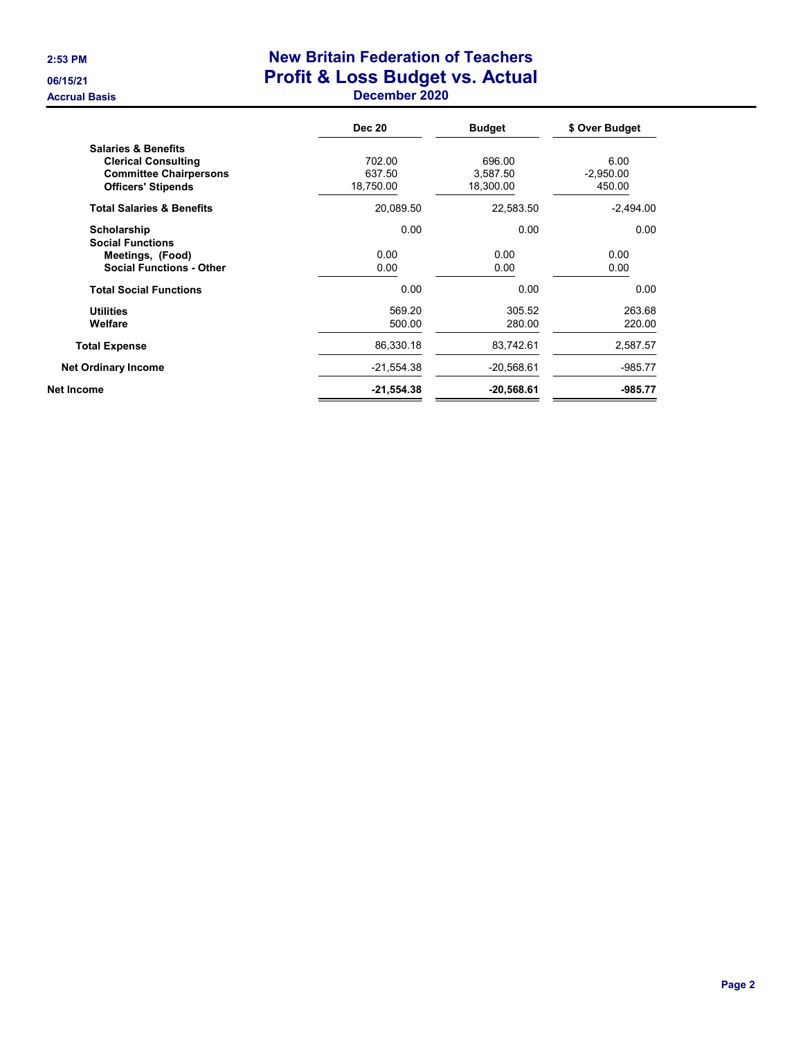# New Britain Federation of Teachers

## Profit & Loss Budget vs. Actual

### December 2020

2:53 PM

06/15/21

Accrual Basis

| | Dec 20 | Budget | $ Over Budget |
|---|---|---|---|
| **Salaries & Benefits** | | | |
| **Clerical Consulting** | 702.00 | 696.00 | 6.00 |
| **Committee Chairpersons** | 637.50 | 3,587.50 | -2,950.00 |
| **Officers' Stipends** | 18,750.00 | 18,300.00 | 450.00 |
| **Total Salaries & Benefits** | 20,089.50 | 22,583.50 | -2,494.00 |
| **Scholarship** | 0.00 | 0.00 | 0.00 |
| **Social Functions** | | | |
| **Meetings, (Food)** | 0.00 | 0.00 | 0.00 |
| **Social Functions - Other** | 0.00 | 0.00 | 0.00 |
| **Total Social Functions** | 0.00 | 0.00 | 0.00 |
| **Utilities** | 569.20 | 305.52 | 263.68 |
| **Welfare** | 500.00 | 280.00 | 220.00 |
| **Total Expense** | 86,330.18 | 83,742.61 | 2,587.57 |
| **Net Ordinary Income** | -21,554.38 | -20,568.61 | -985.77 |
| **Net Income** | **-21,554.38** | **-20,568.61** | **-985.77** |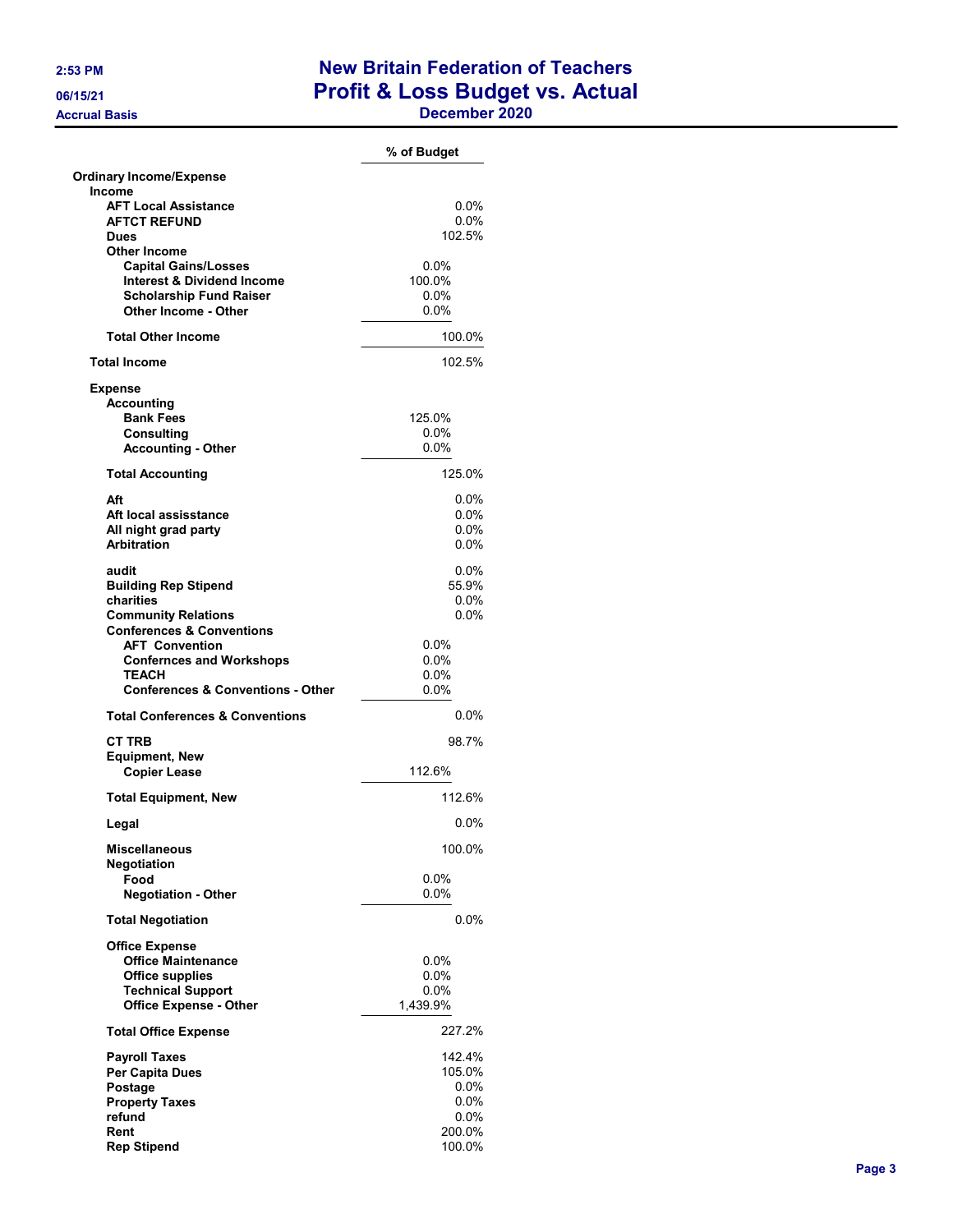# New Britain Federation of Teachers
## Profit & Loss Budget vs. Actual
### December 2020

2:53 PM
06/15/21
Accrual Basis

| | % of Budget |
|---|---|
| **Ordinary Income/Expense** | |
| **Income** | |
| **AFT Local Assistance** | 0.0% |
| **AFTCT REFUND** | 0.0% |
| **Dues** | 102.5% |
| **Other Income** | |
| **Capital Gains/Losses** | 0.0% |
| **Interest & Dividend Income** | 100.0% |
| **Scholarship Fund Raiser** | 0.0% |
| **Other Income - Other** | 0.0% |
| **Total Other Income** | 100.0% |
| **Total Income** | 102.5% |
| **Expense** | |
| **Accounting** | |
| **Bank Fees** | 125.0% |
| **Consulting** | 0.0% |
| **Accounting - Other** | 0.0% |
| **Total Accounting** | 125.0% |
| **Aft** | 0.0% |
| **Aft local assisstance** | 0.0% |
| **All night grad party** | 0.0% |
| **Arbitration** | 0.0% |
| **audit** | 0.0% |
| **Building Rep Stipend** | 55.9% |
| **charities** | 0.0% |
| **Community Relations** | 0.0% |
| **Conferences & Conventions** | |
| **AFT Convention** | 0.0% |
| **Confernces and Workshops** | 0.0% |
| **TEACH** | 0.0% |
| **Conferences & Conventions - Other** | 0.0% |
| **Total Conferences & Conventions** | 0.0% |
| **CT TRB** | 98.7% |
| **Equipment, New** | |
| **Copier Lease** | 112.6% |
| **Total Equipment, New** | 112.6% |
| **Legal** | 0.0% |
| **Miscellaneous** | 100.0% |
| **Negotiation** | |
| **Food** | 0.0% |
| **Negotiation - Other** | 0.0% |
| **Total Negotiation** | 0.0% |
| **Office Expense** | |
| **Office Maintenance** | 0.0% |
| **Office supplies** | 0.0% |
| **Technical Support** | 0.0% |
| **Office Expense - Other** | 1,439.9% |
| **Total Office Expense** | 227.2% |
| **Payroll Taxes** | 142.4% |
| **Per Capita Dues** | 105.0% |
| **Postage** | 0.0% |
| **Property Taxes** | 0.0% |
| **refund** | 0.0% |
| **Rent** | 200.0% |
| **Rep Stipend** | 100.0% |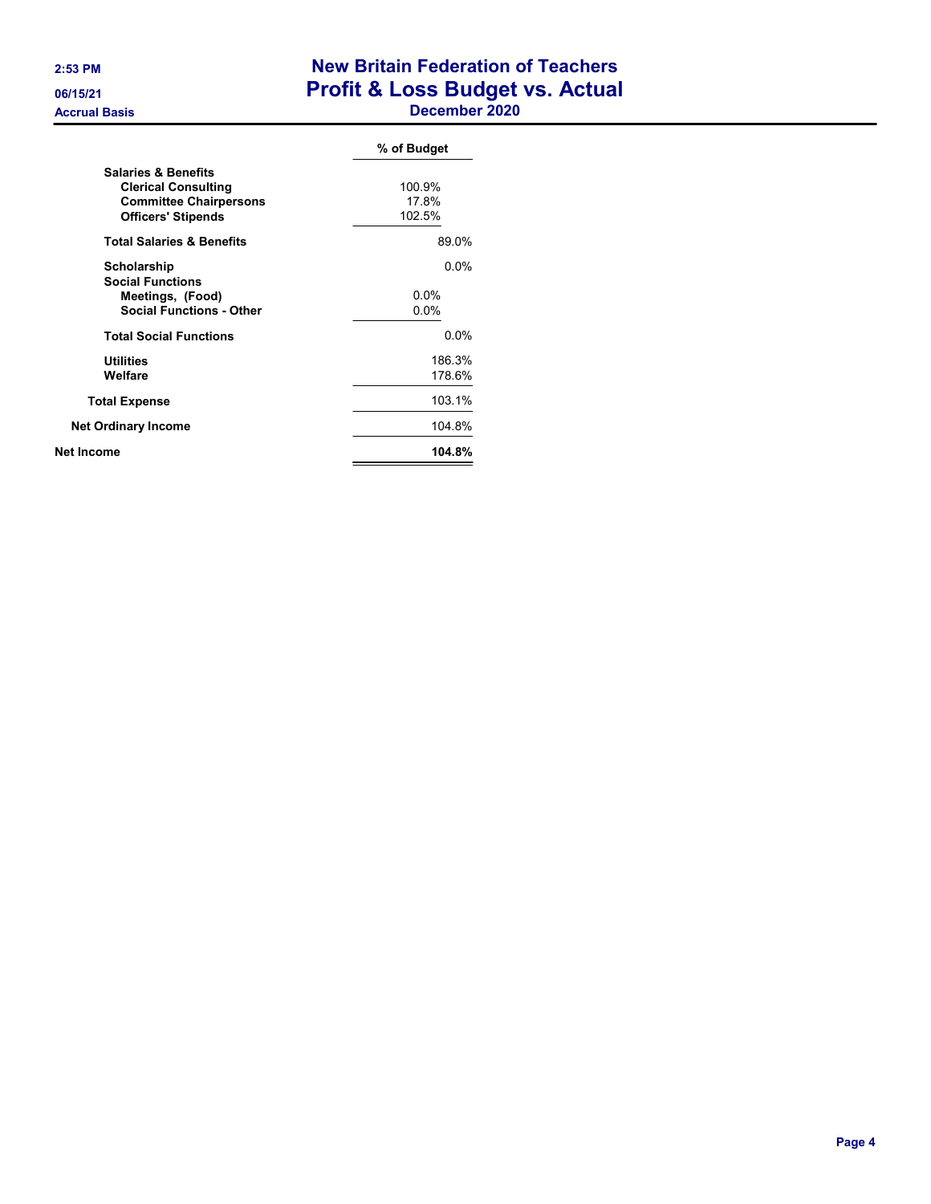# New Britain Federation of Teachers

## Profit & Loss Budget vs. Actual

### December 2020

2:53 PM
06/15/21
Accrual Basis

| | % of Budget |
|---|---|
| **Salaries & Benefits** | |
| **Clerical Consulting** | 100.9% |
| **Committee Chairpersons** | 17.8% |
| **Officers' Stipends** | 102.5% |
| **Total Salaries & Benefits** | 89.0% |
| **Scholarship** | 0.0% |
| **Social Functions** | |
| **Meetings, (Food)** | 0.0% |
| **Social Functions - Other** | 0.0% |
| **Total Social Functions** | 0.0% |
| **Utilities** | 186.3% |
| **Welfare** | 178.6% |
| **Total Expense** | 103.1% |
| **Net Ordinary Income** | 104.8% |
| **Net Income** | **104.8%** |